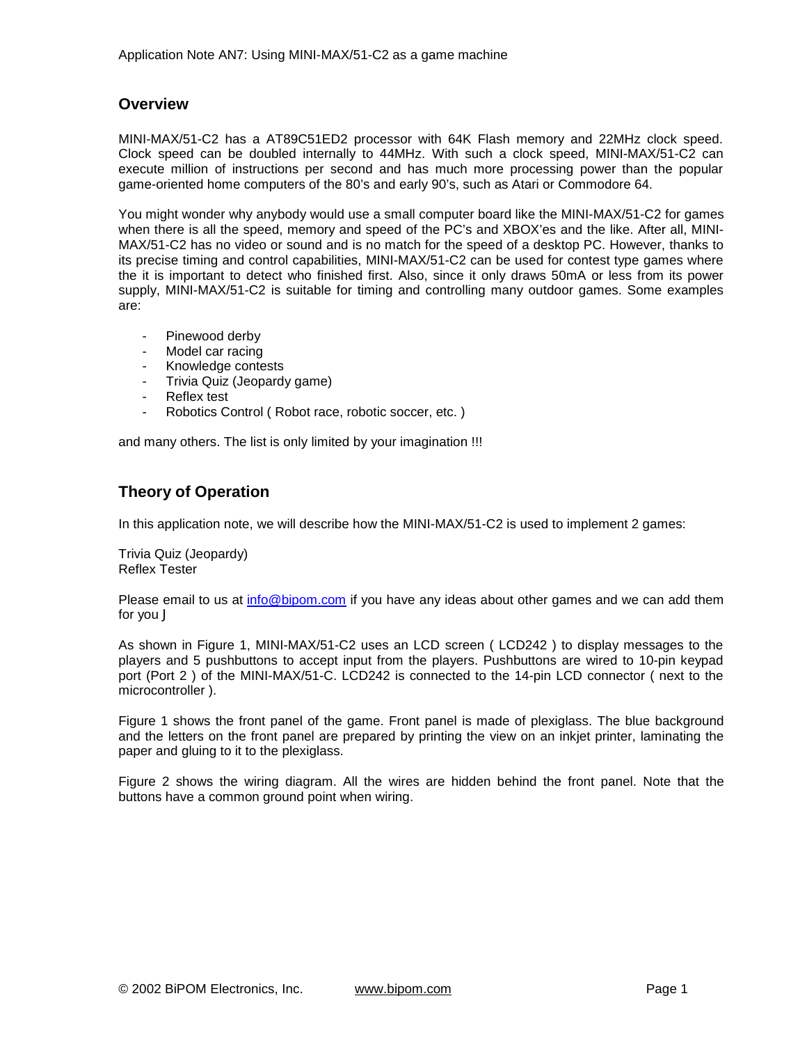# Overview

MINI-MAX/51-C2 has a AT89C51ED2 processor with 64K Flash memory and 22MHz clock speed. Clock speed can be doubled internally to 44MHz. With such a clock speed, MINI-MAX/51-C2 can execute million of instructions per second and has much more processing power than the popular game-oriented home computers of the 80's and early 90's, such as Atari or Commodore 64.

You might wonder why anybody would use a small computer board like the MINI-MAX/51-C2 for games when there is all the speed, memory and speed of the PC's and XBOX'es and the like. After all, MINI-MAX/51-C2 has no video or sound and is no match for the speed of a desktop PC. However, thanks to its precise timing and control capabilities, MINI-MAX/51-C2 can be used for contest type games where the it is important to detect who finished first. Also, since it only draws 50mA or less from its power supply, MINI-MAX/51-C2 is suitable for timing and controlling many outdoor games. Some examples are:

- Pinewood derby
- Model car racing
- Knowledge contests
- Trivia Quiz (Jeopardy game)
- Reflex test
- Robotics Control ( Robot race, robotic soccer, etc. )

and many others. The list is only limited by your imagination !!!

# Theory of Operation

In this application note, we will describe how the MINI-MAX/51-C2 is used to implement 2 games:

Trivia Quiz (Jeopardy)
Reflex Tester

Please email to us at info@bipom.com if you have any ideas about other games and we can add them for you J

As shown in Figure 1, MINI-MAX/51-C2 uses an LCD screen ( LCD242 ) to display messages to the players and 5 pushbuttons to accept input from the players. Pushbuttons are wired to 10-pin keypad port (Port 2 ) of the MINI-MAX/51-C. LCD242 is connected to the 14-pin LCD connector ( next to the microcontroller ).

Figure 1 shows the front panel of the game. Front panel is made of plexiglass. The blue background and the letters on the front panel are prepared by printing the view on an inkjet printer, laminating the paper and gluing to it to the plexiglass.

Figure 2 shows the wiring diagram. All the wires are hidden behind the front panel. Note that the buttons have a common ground point when wiring.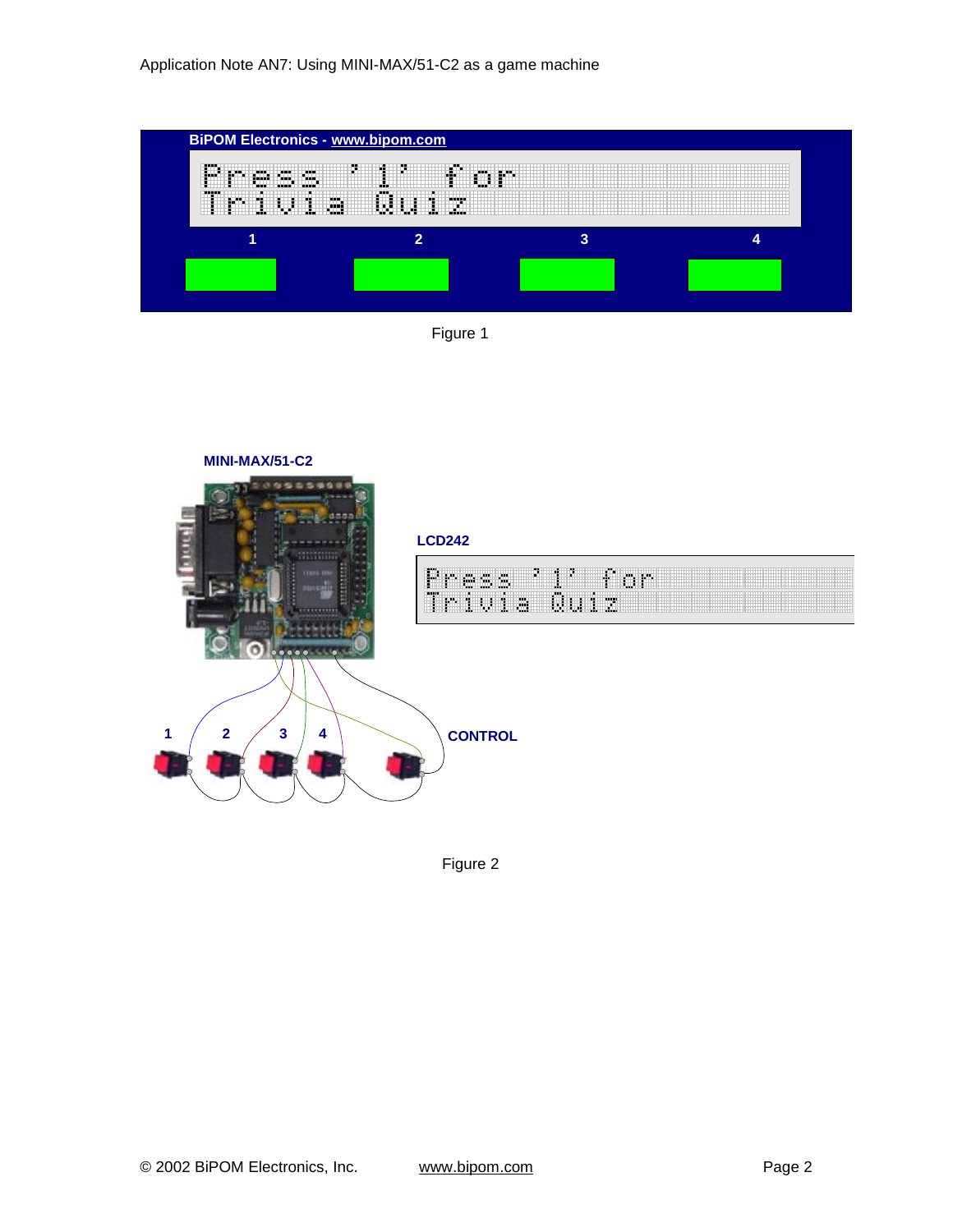Figure 1

Figure 2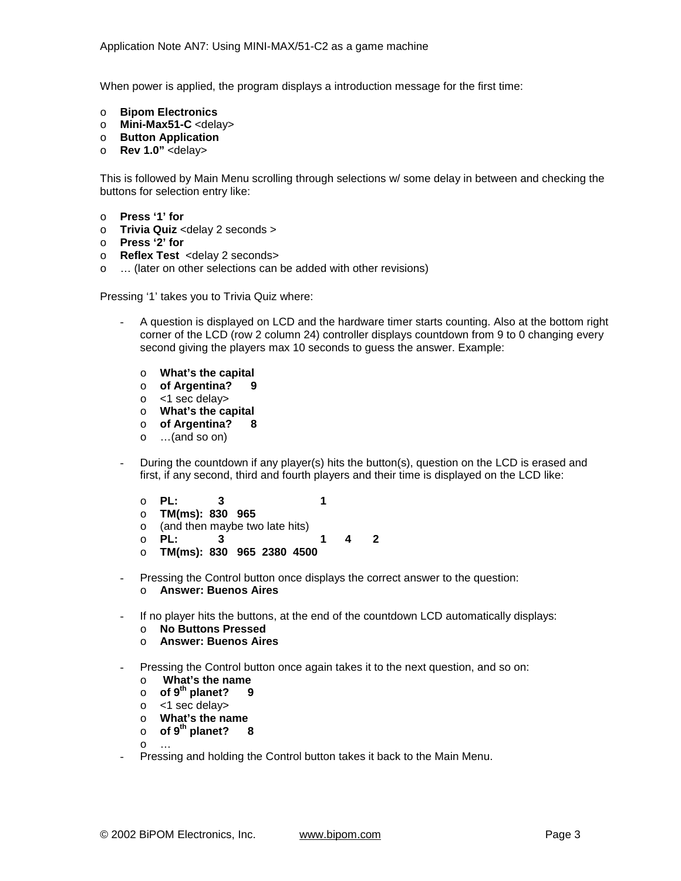When power is applied, the program displays a introduction message for the first time:

- **Bipom Electronics**
- **Mini-Max51-C** <delay>
- **Button Application**
- **Rev 1.0”** <delay>

This is followed by Main Menu scrolling through selections w/ some delay in between and checking the buttons for selection entry like:

- **Press ‘1’ for**
- **Trivia Quiz** <delay 2 seconds >
- **Press ‘2’ for**
- **Reflex Test** <delay 2 seconds>
- … (later on other selections can be added with other revisions)

Pressing ‘1’ takes you to Trivia Quiz where:

- A question is displayed on LCD and the hardware timer starts counting. Also at the bottom right corner of the LCD (row 2 column 24) controller displays countdown from 9 to 0 changing every second giving the players max 10 seconds to guess the answer. Example:
  - **What’s the capital**
  - **of Argentina?      9**
  - <1 sec delay>
  - **What’s the capital**
  - **of Argentina?      8**
  - …(and so on)

- During the countdown if any player(s) hits the button(s), question on the LCD is erased and first, if any second, third and fourth players and their time is displayed on the LCD like:
  - **PL:           3                    1**
  - **TM(ms):  830   965**
  - (and then maybe two late hits)
  - **PL:           3                    1      4      2**
  - **TM(ms):  830   965  2380  4500**

- Pressing the Control button once displays the correct answer to the question:
  - **Answer: Buenos Aires**

- If no player hits the buttons, at the end of the countdown LCD automatically displays:
  - **No Buttons Pressed**
  - **Answer: Buenos Aires**

- Pressing the Control button once again takes it to the next question, and so on:
  - **What’s the name**
  - **of 9th planet?      9**
  - <1 sec delay>
  - **What’s the name**
  - **of 9th planet?      8**
  - …
- Pressing and holding the Control button takes it back to the Main Menu.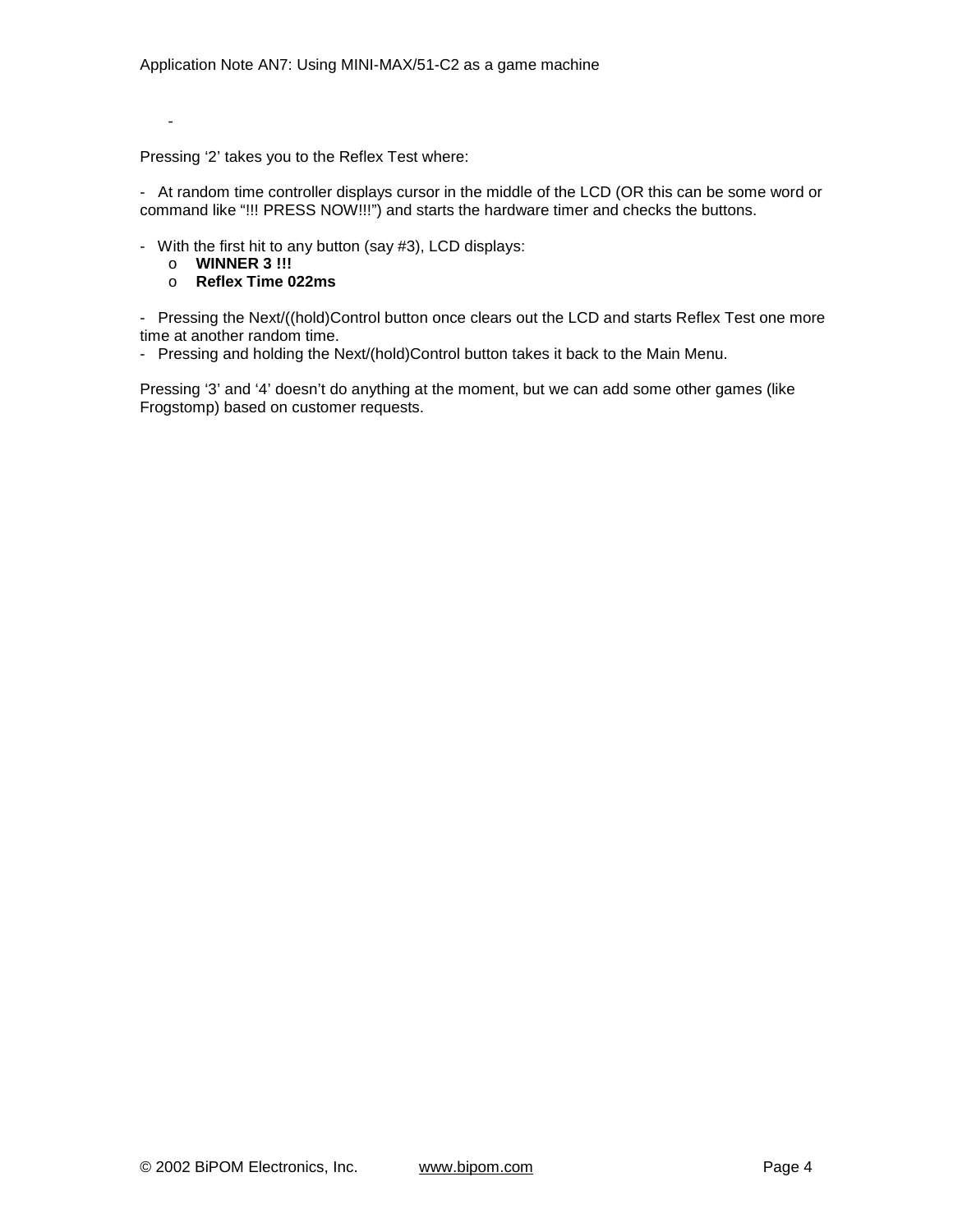-

Pressing ‘2’ takes you to the Reflex Test where:

- At random time controller displays cursor in the middle of the LCD (OR this can be some word or command like “!!! PRESS NOW!!!”) and starts the hardware timer and checks the buttons.

- With the first hit to any button (say #3), LCD displays:
  - **WINNER 3 !!!**
  - **Reflex Time 022ms**

- Pressing the Next/((hold)Control button once clears out the LCD and starts Reflex Test one more time at another random time.
- Pressing and holding the Next/(hold)Control button takes it back to the Main Menu.

Pressing ‘3’ and ‘4’ doesn’t do anything at the moment, but we can add some other games (like Frogstomp) based on customer requests.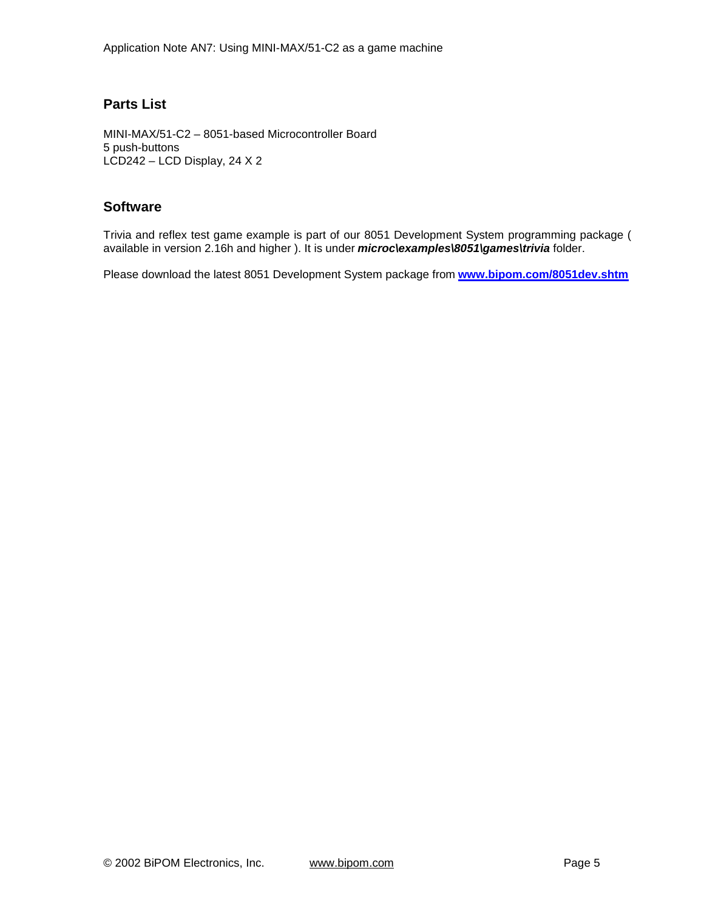## Parts List

MINI-MAX/51-C2 – 8051-based Microcontroller Board
5 push-buttons
LCD242 – LCD Display, 24 X 2

## Software

Trivia and reflex test game example is part of our 8051 Development System programming package ( available in version 2.16h and higher ). It is under ***microc\examples\8051\games\trivia*** folder.

Please download the latest 8051 Development System package from **[www.bipom.com/8051dev.shtm](http://www.bipom.com/8051dev.shtm)**